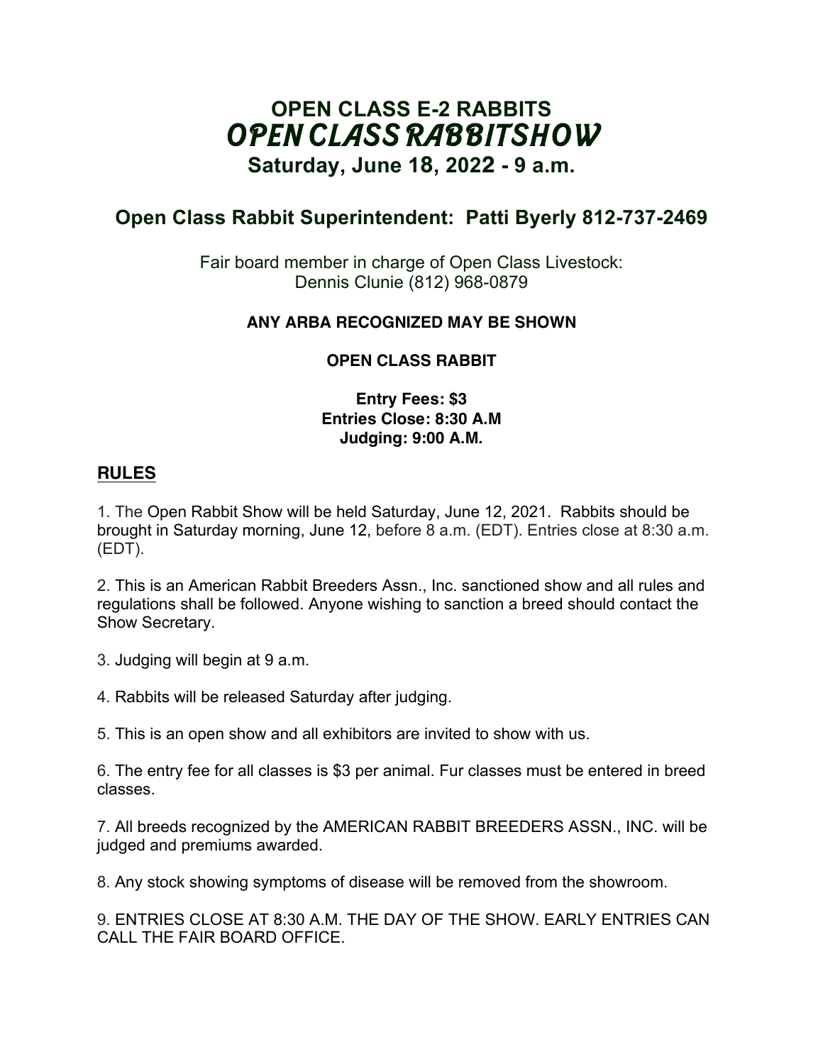# OPEN CLASS E-2 RABBITS
# OPEN CLASS RABBITSHOW
## Saturday, June 18, 2022 - 9 a.m.

## Open Class Rabbit Superintendent: Patti Byerly 812-737-2469

Fair board member in charge of Open Class Livestock:
Dennis Clunie (812) 968-0879

**ANY ARBA RECOGNIZED MAY BE SHOWN**

**OPEN CLASS RABBIT**

**Entry Fees: $3**
**Entries Close: 8:30 A.M**
**Judging: 9:00 A.M.**

## RULES

1. The Open Rabbit Show will be held Saturday, June 12, 2021. Rabbits should be brought in Saturday morning, June 12, before 8 a.m. (EDT). Entries close at 8:30 a.m. (EDT).

2. This is an American Rabbit Breeders Assn., Inc. sanctioned show and all rules and regulations shall be followed. Anyone wishing to sanction a breed should contact the Show Secretary.

3. Judging will begin at 9 a.m.

4. Rabbits will be released Saturday after judging.

5. This is an open show and all exhibitors are invited to show with us.

6. The entry fee for all classes is $3 per animal. Fur classes must be entered in breed classes.

7. All breeds recognized by the AMERICAN RABBIT BREEDERS ASSN., INC. will be judged and premiums awarded.

8. Any stock showing symptoms of disease will be removed from the showroom.

9. ENTRIES CLOSE AT 8:30 A.M. THE DAY OF THE SHOW. EARLY ENTRIES CAN CALL THE FAIR BOARD OFFICE.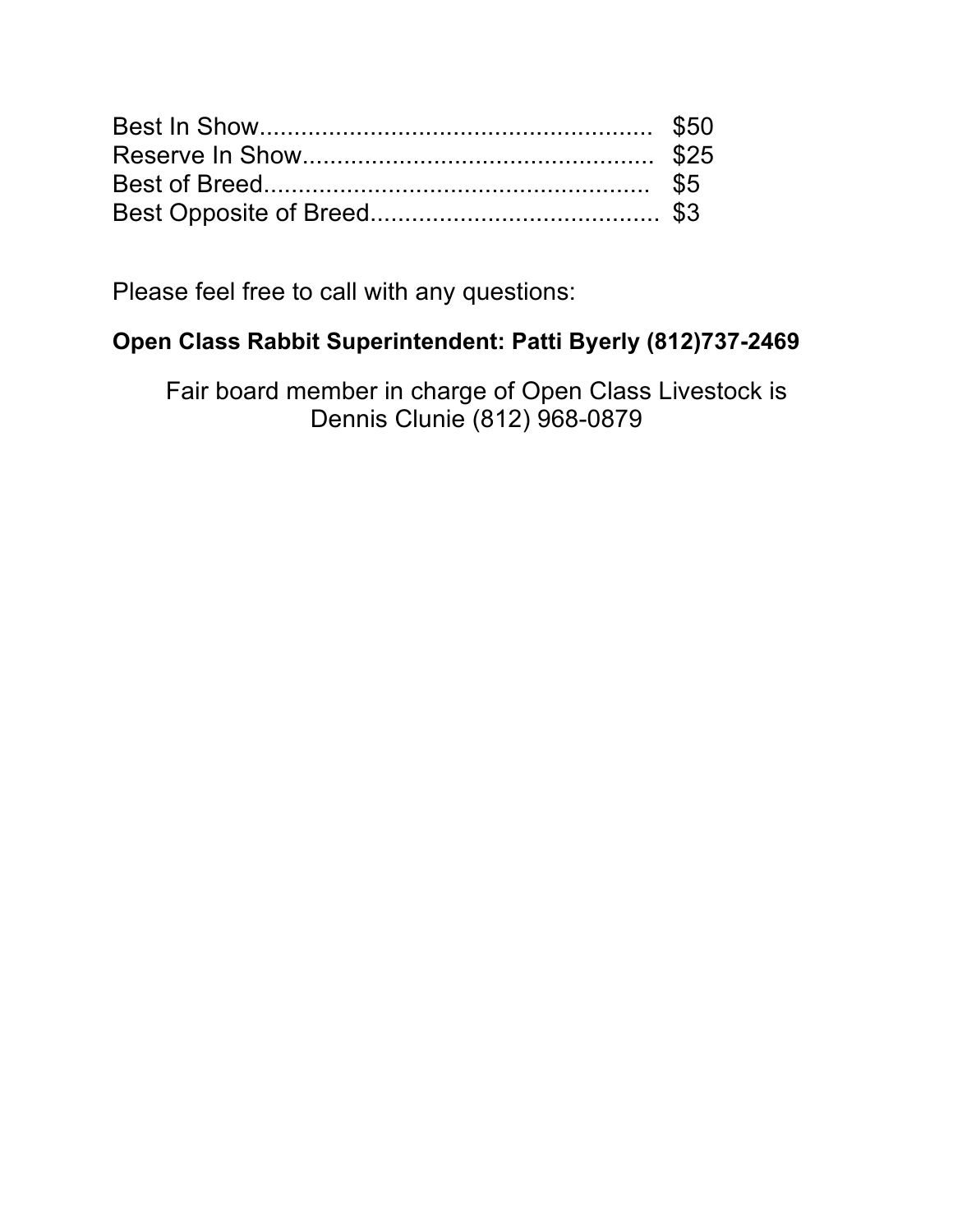Best In Show........................................................ $50
Reserve In Show.................................................. $25
Best of Breed....................................................... $5
Best Opposite of Breed.......................................... $3

Please feel free to call with any questions:

**Open Class Rabbit Superintendent: Patti Byerly (812)737-2469**

Fair board member in charge of Open Class Livestock is
Dennis Clunie (812) 968-0879